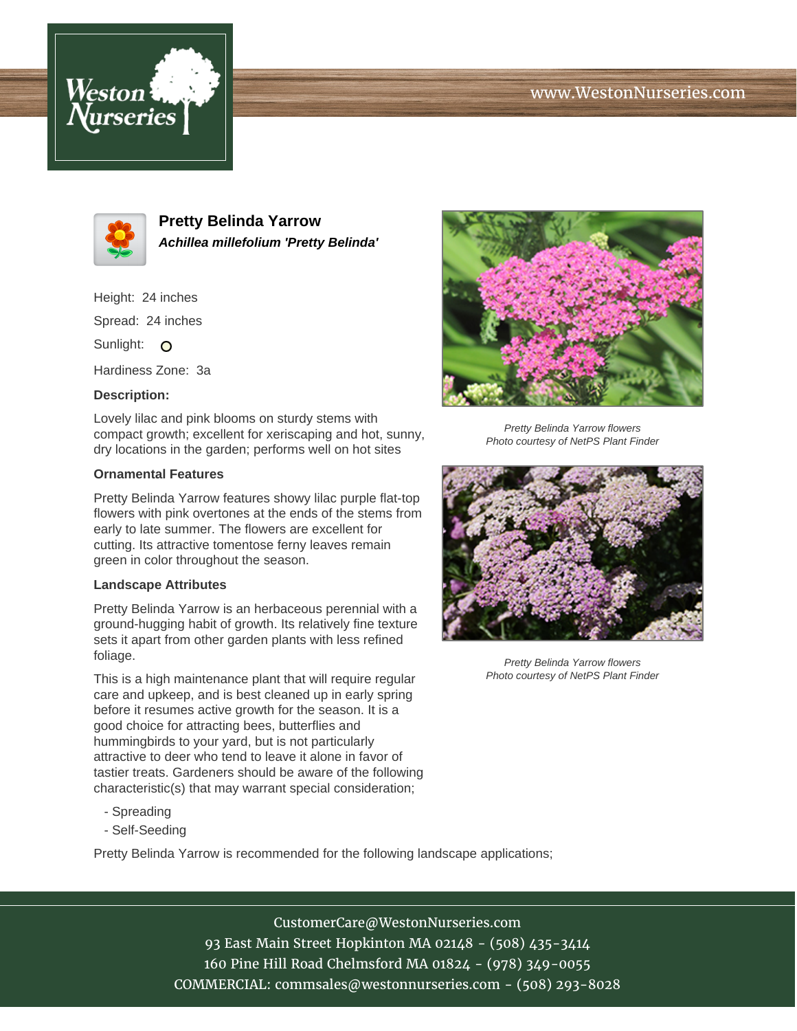# Pretty Belinda Yarrow

***Achillea millefolium 'Pretty Belinda'***

Height: 24 inches

Spread: 24 inches

Sunlight: O

Hardiness Zone: 3a

**Description:**

Lovely lilac and pink blooms on sturdy stems with compact growth; excellent for xeriscaping and hot, sunny, dry locations in the garden; performs well on hot sites

*Pretty Belinda Yarrow flowers*
*Photo courtesy of NetPS Plant Finder*

*Pretty Belinda Yarrow flowers*
*Photo courtesy of NetPS Plant Finder*

**Ornamental Features**

Pretty Belinda Yarrow features showy lilac purple flat-top flowers with pink overtones at the ends of the stems from early to late summer. The flowers are excellent for cutting. Its attractive tomentose ferny leaves remain green in color throughout the season.

**Landscape Attributes**

Pretty Belinda Yarrow is an herbaceous perennial with a ground-hugging habit of growth. Its relatively fine texture sets it apart from other garden plants with less refined foliage.

This is a high maintenance plant that will require regular care and upkeep, and is best cleaned up in early spring before it resumes active growth for the season. It is a good choice for attracting bees, butterflies and hummingbirds to your yard, but is not particularly attractive to deer who tend to leave it alone in favor of tastier treats. Gardeners should be aware of the following characteristic(s) that may warrant special consideration;

- Spreading
- Self-Seeding

Pretty Belinda Yarrow is recommended for the following landscape applications;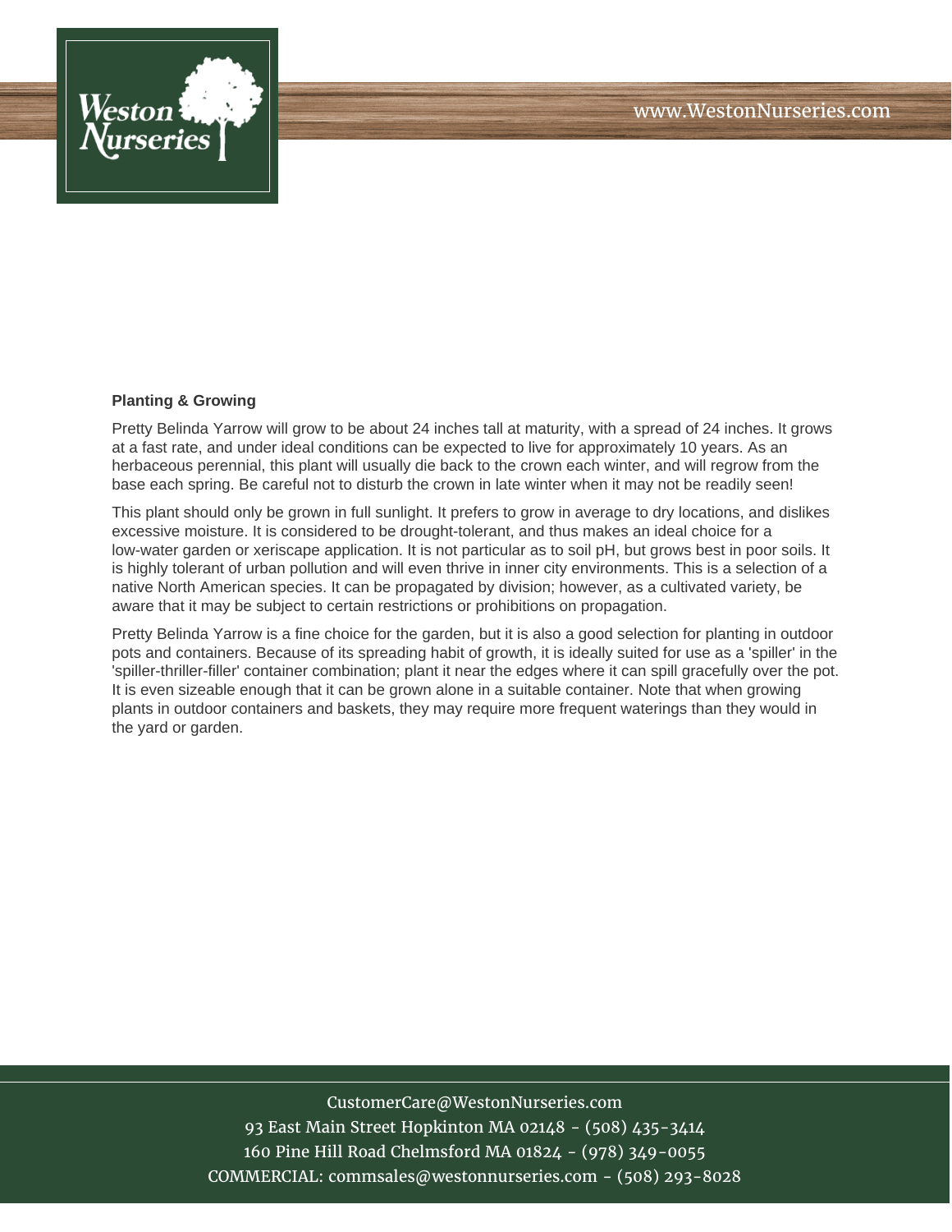**Planting & Growing**

Pretty Belinda Yarrow will grow to be about 24 inches tall at maturity, with a spread of 24 inches. It grows at a fast rate, and under ideal conditions can be expected to live for approximately 10 years. As an herbaceous perennial, this plant will usually die back to the crown each winter, and will regrow from the base each spring. Be careful not to disturb the crown in late winter when it may not be readily seen!

This plant should only be grown in full sunlight. It prefers to grow in average to dry locations, and dislikes excessive moisture. It is considered to be drought-tolerant, and thus makes an ideal choice for a low-water garden or xeriscape application. It is not particular as to soil pH, but grows best in poor soils. It is highly tolerant of urban pollution and will even thrive in inner city environments. This is a selection of a native North American species. It can be propagated by division; however, as a cultivated variety, be aware that it may be subject to certain restrictions or prohibitions on propagation.

Pretty Belinda Yarrow is a fine choice for the garden, but it is also a good selection for planting in outdoor pots and containers. Because of its spreading habit of growth, it is ideally suited for use as a 'spiller' in the 'spiller-thriller-filler' container combination; plant it near the edges where it can spill gracefully over the pot. It is even sizeable enough that it can be grown alone in a suitable container. Note that when growing plants in outdoor containers and baskets, they may require more frequent waterings than they would in the yard or garden.